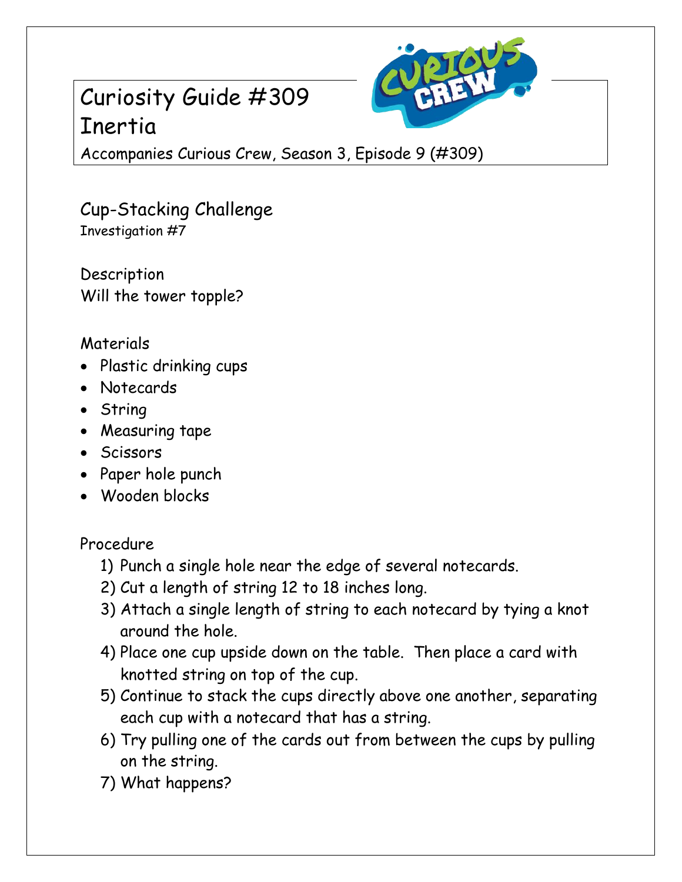# Curiosity Guide #309
# Inertia

Accompanies Curious Crew, Season 3, Episode 9 (#309)

## Cup-Stacking Challenge

Investigation #7

### Description

Will the tower topple?

### Materials

- Plastic drinking cups
- Notecards
- String
- Measuring tape
- Scissors
- Paper hole punch
- Wooden blocks

### Procedure

1) Punch a single hole near the edge of several notecards.
2) Cut a length of string 12 to 18 inches long.
3) Attach a single length of string to each notecard by tying a knot around the hole.
4) Place one cup upside down on the table. Then place a card with knotted string on top of the cup.
5) Continue to stack the cups directly above one another, separating each cup with a notecard that has a string.
6) Try pulling one of the cards out from between the cups by pulling on the string.
7) What happens?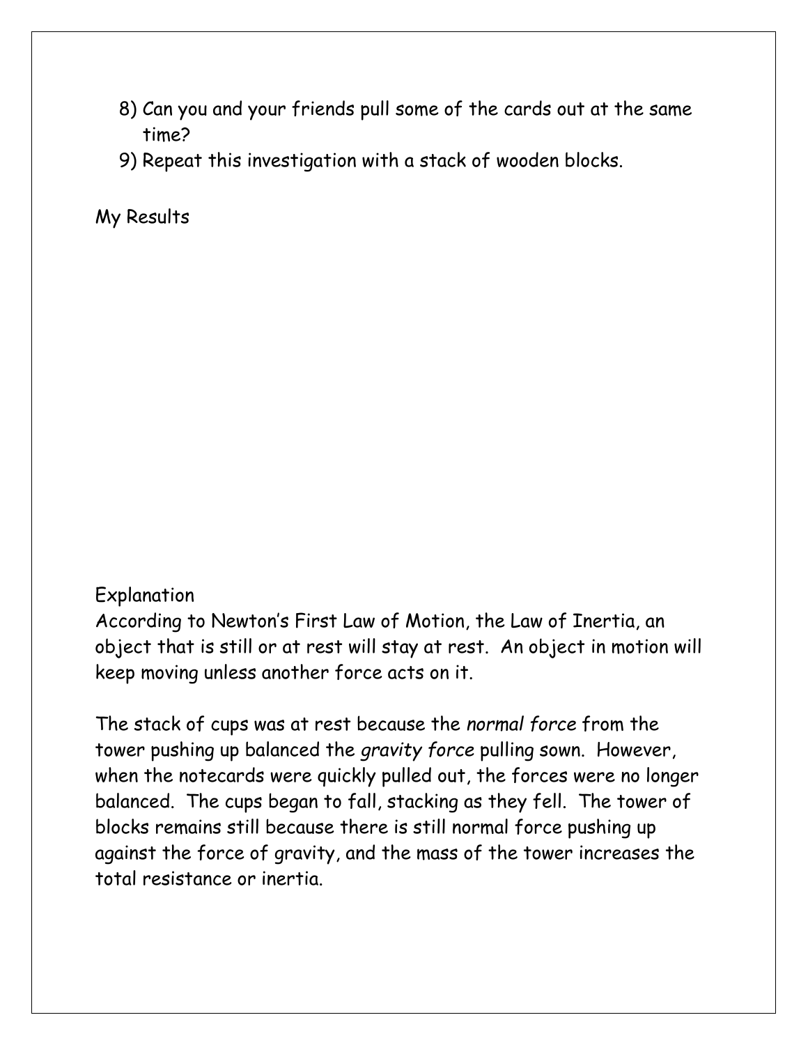8) Can you and your friends pull some of the cards out at the same time?
9) Repeat this investigation with a stack of wooden blocks.

My Results

Explanation

According to Newton's First Law of Motion, the Law of Inertia, an object that is still or at rest will stay at rest. An object in motion will keep moving unless another force acts on it.

The stack of cups was at rest because the *normal force* from the tower pushing up balanced the *gravity force* pulling sown. However, when the notecards were quickly pulled out, the forces were no longer balanced. The cups began to fall, stacking as they fell. The tower of blocks remains still because there is still normal force pushing up against the force of gravity, and the mass of the tower increases the total resistance or inertia.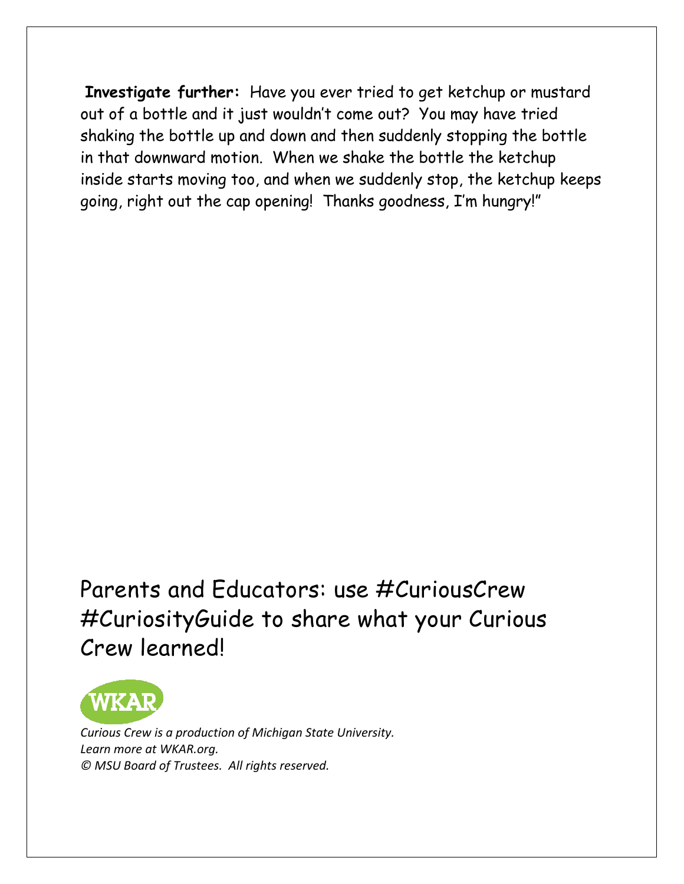**Investigate further:** Have you ever tried to get ketchup or mustard out of a bottle and it just wouldn't come out? You may have tried shaking the bottle up and down and then suddenly stopping the bottle in that downward motion. When we shake the bottle the ketchup inside starts moving too, and when we suddenly stop, the ketchup keeps going, right out the cap opening! Thanks goodness, I'm hungry!"

Parents and Educators: use #CuriousCrew #CuriosityGuide to share what your Curious Crew learned!

WKAR

*Curious Crew is a production of Michigan State University.*
*Learn more at WKAR.org.*
*© MSU Board of Trustees. All rights reserved.*